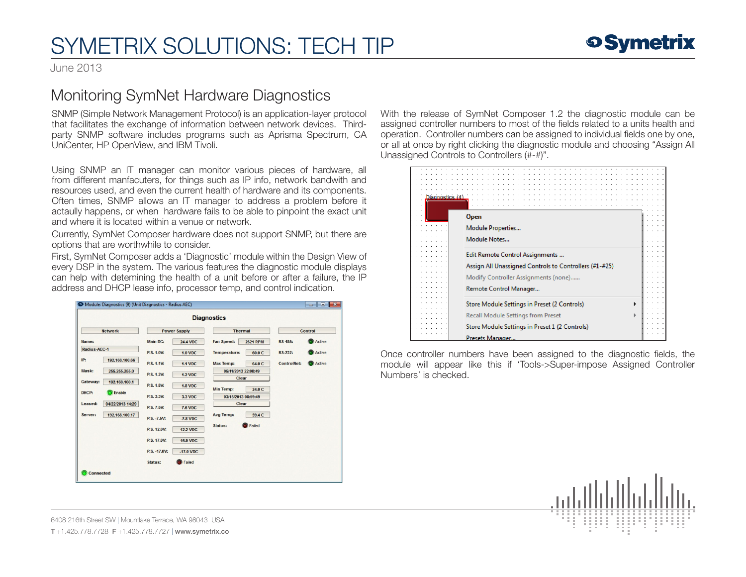# SYMETRIX SOLUTIONS: TECH TIP

June 2013

## Monitoring SymNet Hardware Diagnostics

SNMP (Simple Network Management Protocol) is an application-layer protocol that facilitates the exchange of information between network devices. Third-party SNMP software includes programs such as Aprisma Spectrum, CA UniCenter, HP OpenView, and IBM Tivoli.

Using SNMP an IT manager can monitor various pieces of hardware, all from different manfacuters, for things such as IP info, network bandwith and resources used, and even the current health of hardware and its components. Often times, SNMP allows an IT manager to address a problem before it actaully happens, or when hardware fails to be able to pinpoint the exact unit and where it is located within a venue or network.

Currently, SymNet Composer hardware does not support SNMP, but there are options that are worthwhile to consider.

First, SymNet Composer adds a 'Diagnostic' module within the Design View of every DSP in the system. The various features the diagnostic module displays can help with detemining the health of a unit before or after a failure, the IP address and DHCP lease info, processor temp, and control indication.

With the release of SymNet Composer 1.2 the diagnostic module can be assigned controller numbers to most of the fields related to a units health and operation. Controller numbers can be assigned to individual fields one by one, or all at once by right clicking the diagnostic module and choosing "Assign All Unassigned Controls to Controllers (#-#)".

Once controller numbers have been assigned to the diagnostic fields, the module will appear like this if 'Tools->Super-impose Assigned Controller Numbers' is checked.

6408 216th Street SW | Mountlake Terrace, WA 98043 USA

**T** +1.425.778.7728 **F** +1.425.778.7727 | **www.symetrix.co**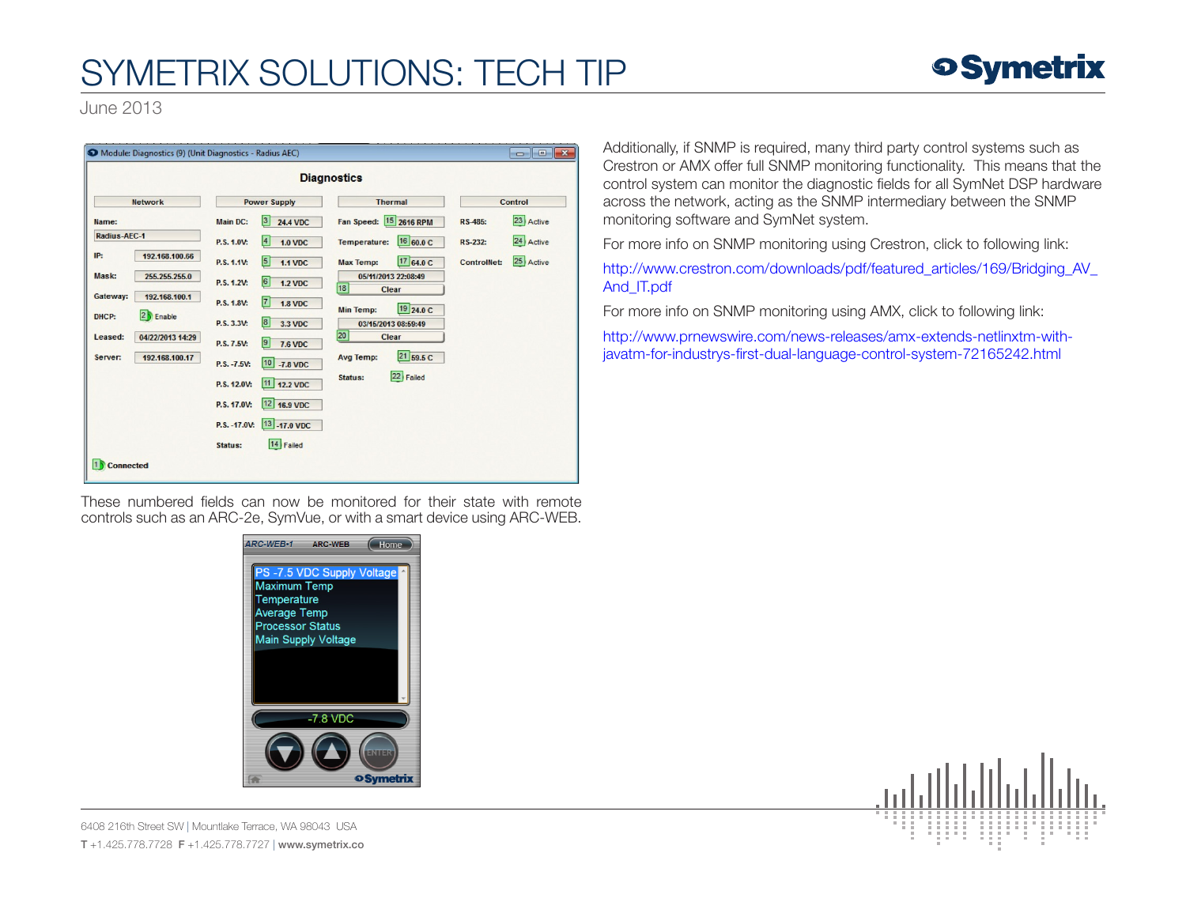These numbered fields can now be monitored for their state with remote controls such as an ARC-2e, SymVue, or with a smart device using ARC-WEB.

Additionally, if SNMP is required, many third party control systems such as Crestron or AMX offer full SNMP monitoring functionality. This means that the control system can monitor the diagnostic fields for all SymNet DSP hardware across the network, acting as the SNMP intermediary between the SNMP monitoring software and SymNet system.

For more info on SNMP monitoring using Crestron, click to following link:

http://www.crestron.com/downloads/pdf/featured_articles/169/Bridging_AV_And_IT.pdf

For more info on SNMP monitoring using AMX, click to following link:

http://www.prnewswire.com/news-releases/amx-extends-netlinxtm-with-javatm-for-industrys-first-dual-language-control-system-72165242.html